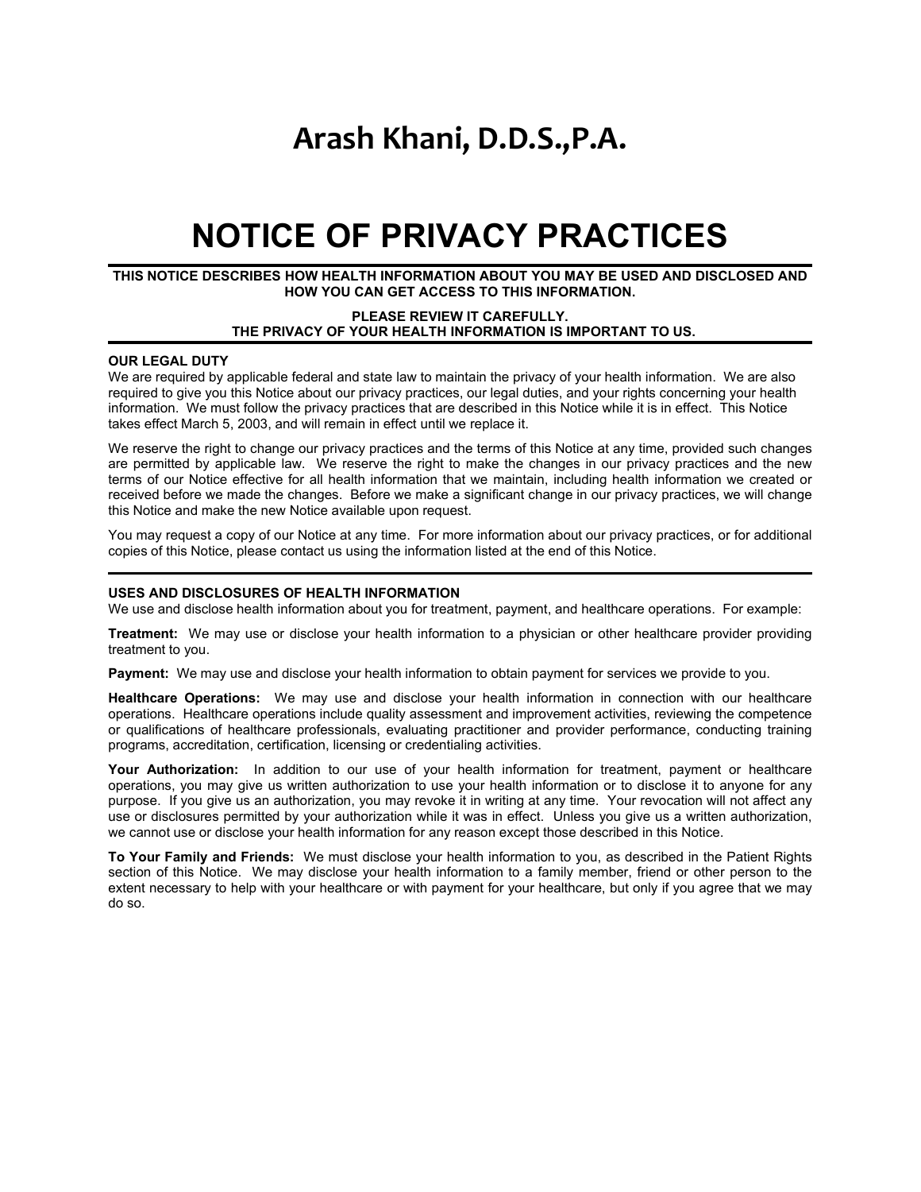# Arash Khani, D.D.S.,P.A.

# NOTICE OF PRIVACY PRACTICES

**THIS NOTICE DESCRIBES HOW HEALTH INFORMATION ABOUT YOU MAY BE USED AND DISCLOSED AND HOW YOU CAN GET ACCESS TO THIS INFORMATION.**

**PLEASE REVIEW IT CAREFULLY.**
**THE PRIVACY OF YOUR HEALTH INFORMATION IS IMPORTANT TO US.**

---

### OUR LEGAL DUTY

We are required by applicable federal and state law to maintain the privacy of your health information. We are also required to give you this Notice about our privacy practices, our legal duties, and your rights concerning your health information. We must follow the privacy practices that are described in this Notice while it is in effect. This Notice takes effect March 5, 2003, and will remain in effect until we replace it.

We reserve the right to change our privacy practices and the terms of this Notice at any time, provided such changes are permitted by applicable law. We reserve the right to make the changes in our privacy practices and the new terms of our Notice effective for all health information that we maintain, including health information we created or received before we made the changes. Before we make a significant change in our privacy practices, we will change this Notice and make the new Notice available upon request.

You may request a copy of our Notice at any time. For more information about our privacy practices, or for additional copies of this Notice, please contact us using the information listed at the end of this Notice.

---

### USES AND DISCLOSURES OF HEALTH INFORMATION

We use and disclose health information about you for treatment, payment, and healthcare operations. For example:

**Treatment:** We may use or disclose your health information to a physician or other healthcare provider providing treatment to you.

**Payment:** We may use and disclose your health information to obtain payment for services we provide to you.

**Healthcare Operations:** We may use and disclose your health information in connection with our healthcare operations. Healthcare operations include quality assessment and improvement activities, reviewing the competence or qualifications of healthcare professionals, evaluating practitioner and provider performance, conducting training programs, accreditation, certification, licensing or credentialing activities.

**Your Authorization:** In addition to our use of your health information for treatment, payment or healthcare operations, you may give us written authorization to use your health information or to disclose it to anyone for any purpose. If you give us an authorization, you may revoke it in writing at any time. Your revocation will not affect any use or disclosures permitted by your authorization while it was in effect. Unless you give us a written authorization, we cannot use or disclose your health information for any reason except those described in this Notice.

**To Your Family and Friends:** We must disclose your health information to you, as described in the Patient Rights section of this Notice. We may disclose your health information to a family member, friend or other person to the extent necessary to help with your healthcare or with payment for your healthcare, but only if you agree that we may do so.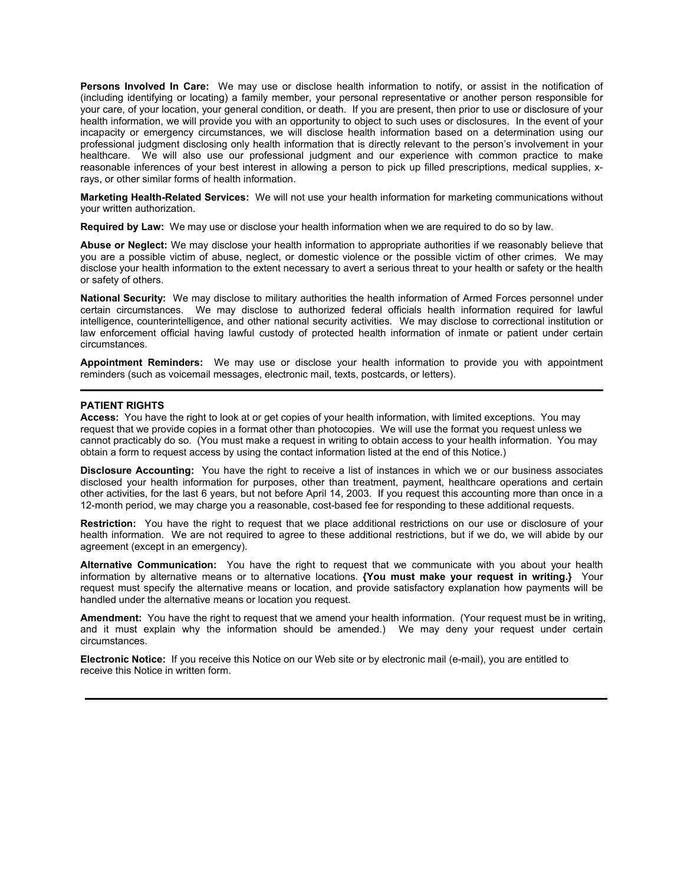**Persons Involved In Care:** We may use or disclose health information to notify, or assist in the notification of (including identifying or locating) a family member, your personal representative or another person responsible for your care, of your location, your general condition, or death. If you are present, then prior to use or disclosure of your health information, we will provide you with an opportunity to object to such uses or disclosures. In the event of your incapacity or emergency circumstances, we will disclose health information based on a determination using our professional judgment disclosing only health information that is directly relevant to the person's involvement in your healthcare. We will also use our professional judgment and our experience with common practice to make reasonable inferences of your best interest in allowing a person to pick up filled prescriptions, medical supplies, x-rays, or other similar forms of health information.

**Marketing Health-Related Services:** We will not use your health information for marketing communications without your written authorization.

**Required by Law:** We may use or disclose your health information when we are required to do so by law.

**Abuse or Neglect:** We may disclose your health information to appropriate authorities if we reasonably believe that you are a possible victim of abuse, neglect, or domestic violence or the possible victim of other crimes. We may disclose your health information to the extent necessary to avert a serious threat to your health or safety or the health or safety of others.

**National Security:** We may disclose to military authorities the health information of Armed Forces personnel under certain circumstances. We may disclose to authorized federal officials health information required for lawful intelligence, counterintelligence, and other national security activities. We may disclose to correctional institution or law enforcement official having lawful custody of protected health information of inmate or patient under certain circumstances.

**Appointment Reminders:** We may use or disclose your health information to provide you with appointment reminders (such as voicemail messages, electronic mail, texts, postcards, or letters).

---

**PATIENT RIGHTS**

**Access:** You have the right to look at or get copies of your health information, with limited exceptions. You may request that we provide copies in a format other than photocopies. We will use the format you request unless we cannot practicably do so. (You must make a request in writing to obtain access to your health information. You may obtain a form to request access by using the contact information listed at the end of this Notice.)

**Disclosure Accounting:** You have the right to receive a list of instances in which we or our business associates disclosed your health information for purposes, other than treatment, payment, healthcare operations and certain other activities, for the last 6 years, but not before April 14, 2003. If you request this accounting more than once in a 12-month period, we may charge you a reasonable, cost-based fee for responding to these additional requests.

**Restriction:** You have the right to request that we place additional restrictions on our use or disclosure of your health information. We are not required to agree to these additional restrictions, but if we do, we will abide by our agreement (except in an emergency).

**Alternative Communication:** You have the right to request that we communicate with you about your health information by alternative means or to alternative locations. **{You must make your request in writing.}** Your request must specify the alternative means or location, and provide satisfactory explanation how payments will be handled under the alternative means or location you request.

**Amendment:** You have the right to request that we amend your health information. (Your request must be in writing, and it must explain why the information should be amended.) We may deny your request under certain circumstances.

**Electronic Notice:** If you receive this Notice on our Web site or by electronic mail (e-mail), you are entitled to receive this Notice in written form.

---